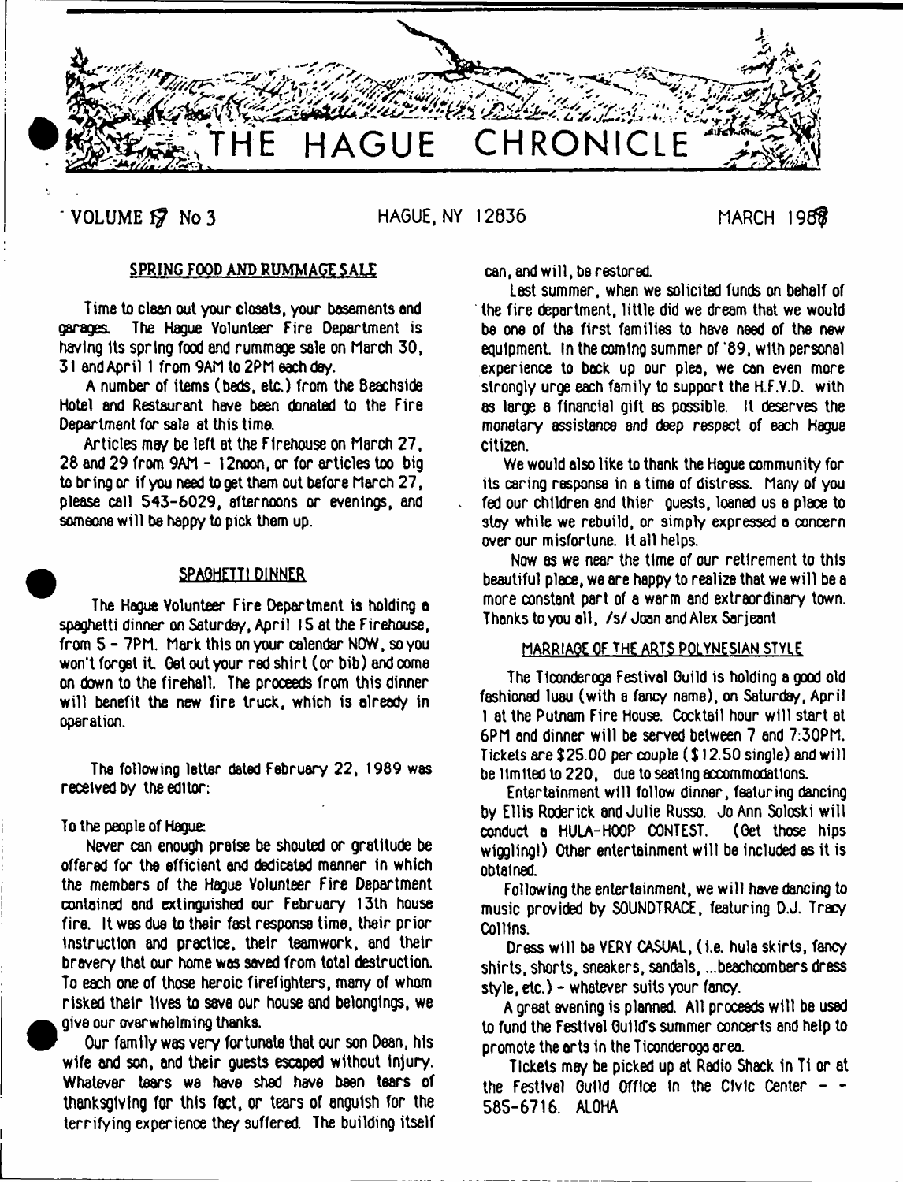# THE HAGUE CHRONICLE

VOLUME 17 No 3 HAGUE, NY 12836 MARCH 1989

## SPRING FOOD AND RUMMAGE SALE

Time to clean out your closets, your basements and garages. The Hague Volunteer Fire Department is having its spring food and rummage sale on March 30, 31 and April 1 from 9AM to 2PM each day.

A number of items (beds, etc.) from the Beachside Hotel and Restaurant have been donated to the Fire Department for sale at this time.

Articles may be left at the Firehouse on March 27, 28 and 29 from 9AM - 12noon, or for articles too big to bring or if you need to get them out before March 27, please call 543-6029, afternoons or evenings, and someone will be happy to pick them up.

## SPAGHETTI DINNER

The Hague Volunteer Fire Department is holding a spaghetti dinner on Saturday, April 15 at the Firehouse, from 5 - 7PM. Mark this on your calendar NOW, so you won't forget it. Get out your red shirt (or bib) and come on down to the firehall. The proceeds from this dinner will benefit the new fire truck, which is already in operation.

The following letter dated February 22, 1989 was received by the editor:

To the people of Hague:

Never can enough praise be shouted or gratitude be offered for the efficient and dedicated manner in which the members of the Hague Volunteer Fire Department contained and extinguished our February 13th house fire. It was due to their fast response time, their prior instruction and practice, their teamwork, and their bravery that our home was saved from total destruction. To each one of those heroic firefighters, many of whom risked their lives to save our house and belongings, we give our overwhelming thanks.

Our family was very fortunate that our son Dean, his wife and son, and their guests escaped without injury. Whatever tears we have shed have been tears of thanksgiving for this fact, or tears of anguish for the terrifying experience they suffered. The building itself can, and will, be restored.

Last summer, when we solicited funds on behalf of the fire department, little did we dream that we would be one of the first families to have need of the new equipment. In the coming summer of '89, with personal experience to back up our plea, we can even more strongly urge each family to support the H.F.V.D. with as large a financial gift as possible. It deserves the monetary assistance and deep respect of each Hague citizen.

We would also like to thank the Hague community for its caring response in a time of distress. Many of you fed our children and thier guests, loaned us a place to stay while we rebuild, or simply expressed a concern over our misfortune. It all helps.

Now as we near the time of our retirement to this beautiful place, we are happy to realize that we will be a more constant part of a warm and extraordinary town. Thanks to you all, /s/ Joan and Alex Sarjeant

## MARRIAGE OF THE ARTS POLYNESIAN STYLE

The Ticonderoga Festival Guild is holding a good old fashioned luau (with a fancy name), on Saturday, April 1 at the Putnam Fire House. Cocktail hour will start at 6PM and dinner will be served between 7 and 7:30PM. Tickets are $25.00 per couple ($12.50 single) and will be limited to 220, due to seating accommodations.

Entertainment will follow dinner, featuring dancing by Ellis Roderick and Julie Russo. Jo Ann Soloski will conduct a HULA-HOOP CONTEST. (Get those hips wiggling!) Other entertainment will be included as it is obtained.

Following the entertainment, we will have dancing to music provided by SOUNDTRACE, featuring D.J. Tracy Collins.

Dress will be VERY CASUAL, (i.e. hula skirts, fancy shirts, shorts, sneakers, sandals, ...beachcombers dress style, etc.) - whatever suits your fancy.

A great evening is planned. All proceeds will be used to fund the Festival Guild's summer concerts and help to promote the arts in the Ticonderoga area.

Tickets may be picked up at Radio Shack in Ti or at the Festival Guild Office in the Civic Center - - 585-6716. ALOHA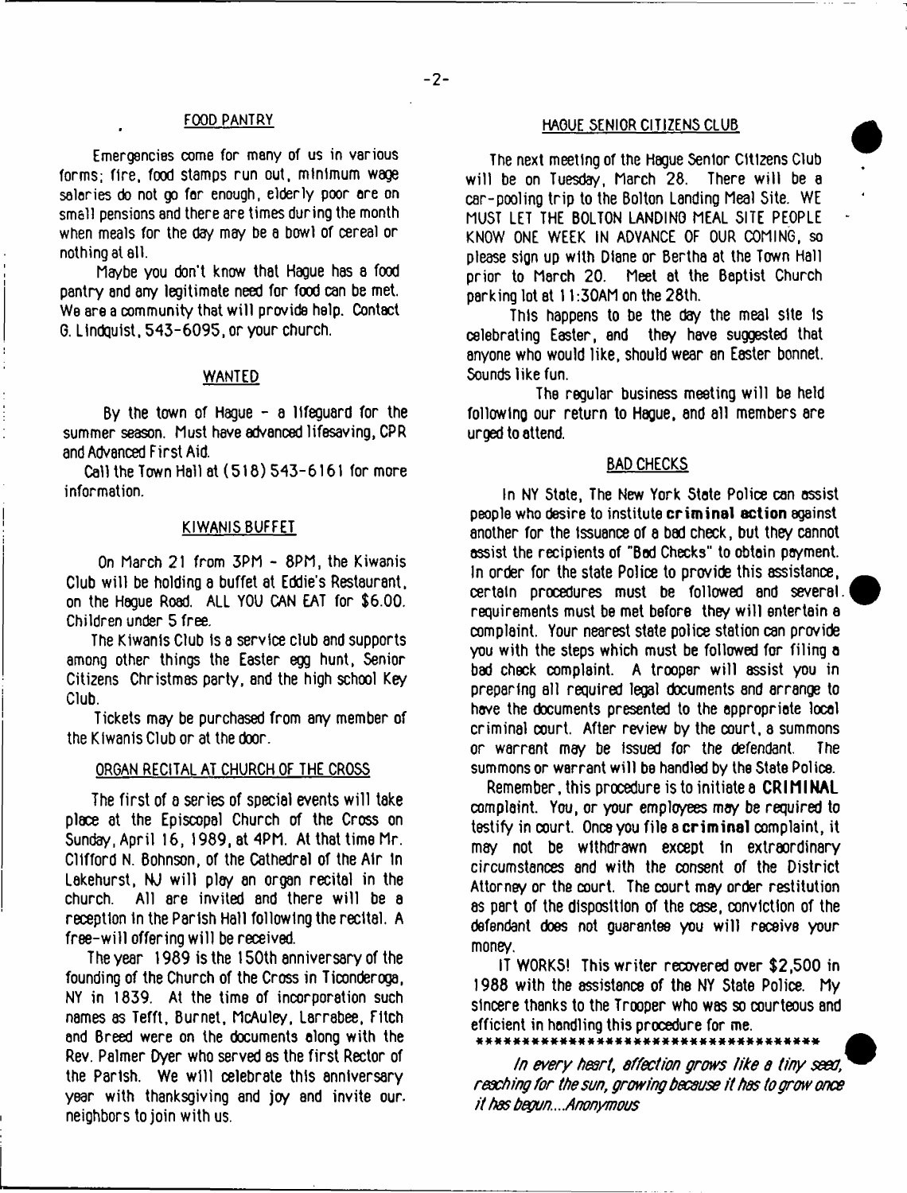## FOOD PANTRY

Emergencies come for many of us in various forms; fire, food stamps run out, minimum wage salaries do not go far enough, elderly poor are on small pensions and there are times during the month when meals for the day may be a bowl of cereal or nothing at all.

Maybe you don't know that Hague has a food pantry and any legitimate need for food can be met. We are a community that will provide help. Contact G. Lindquist, 543-6095, or your church.

## WANTED

By the town of Hague - a lifeguard for the summer season. Must have advanced lifesaving, CPR and Advanced First Aid.

Call the Town Hall at (518) 543-6161 for more information.

## KIWANIS BUFFET

On March 21 from 3PM - 8PM, the Kiwanis Club will be holding a buffet at Eddie's Restaurant, on the Hague Road. ALL YOU CAN EAT for $6.00. Children under 5 free.

The Kiwanis Club is a service club and supports among other things the Easter egg hunt, Senior Citizens Christmas party, and the high school Key Club.

Tickets may be purchased from any member of the Kiwanis Club or at the door.

## ORGAN RECITAL AT CHURCH OF THE CROSS

The first of a series of special events will take place at the Episcopal Church of the Cross on Sunday, April 16, 1989, at 4PM. At that time Mr. Clifford N. Bohnson, of the Cathedral of the Air in Lakehurst, NJ will play an organ recital in the church. All are invited and there will be a reception in the Parish Hall following the recital. A free-will offering will be received.

The year 1989 is the 150th anniversary of the founding of the Church of the Cross in Ticonderoga, NY in 1839. At the time of incorporation such names as Tefft, Burnet, McAuley, Larrabee, Fitch and Breed were on the documents along with the Rev. Palmer Dyer who served as the first Rector of the Parish. We will celebrate this anniversary year with thanksgiving and joy and invite our neighbors to join with us.

## HAGUE SENIOR CITIZENS CLUB

The next meeting of the Hague Senior Citizens Club will be on Tuesday, March 28. There will be a car-pooling trip to the Bolton Landing Meal Site. WE MUST LET THE BOLTON LANDING MEAL SITE PEOPLE KNOW ONE WEEK IN ADVANCE OF OUR COMING, so please sign up with Diane or Bertha at the Town Hall prior to March 20. Meet at the Baptist Church parking lot at 11:30AM on the 28th.

This happens to be the day the meal site is celebrating Easter, and they have suggested that anyone who would like, should wear an Easter bonnet. Sounds like fun.

The regular business meeting will be held following our return to Hague, and all members are urged to attend.

## BAD CHECKS

In NY State, The New York State Police can assist people who desire to institute **criminal action** against another for the issuance of a bad check, but they cannot assist the recipients of "Bad Checks" to obtain payment. In order for the state Police to provide this assistance, certain procedures must be followed and several requirements must be met before they will entertain a complaint. Your nearest state police station can provide you with the steps which must be followed for filing a bad check complaint. A trooper will assist you in preparing all required legal documents and arrange to have the documents presented to the appropriate local criminal court. After review by the court, a summons or warrant may be issued for the defendant. The summons or warrant will be handled by the State Police.

Remember, this procedure is to initiate a **CRIMINAL** complaint. You, or your employees may be required to testify in court. Once you file a **criminal** complaint, it may not be withdrawn except in extraordinary circumstances and with the consent of the District Attorney or the court. The court may order restitution as part of the disposition of the case, conviction of the defendant does not guarantee you will receive your money.

IT WORKS! This writer recovered over $2,500 in 1988 with the assistance of the NY State Police. My sincere thanks to the Trooper who was so courteous and efficient in handling this procedure for me.

\*\*\*\*\*\*\*\*\*\*\*\*\*\*\*\*\*\*\*\*\*\*\*\*\*\*\*\*\*\*\*\*\*\*\*\*\*

*In every heart, affection grows like a tiny seed, reaching for the sun, growing because it has to grow once it has begun....Anonymous*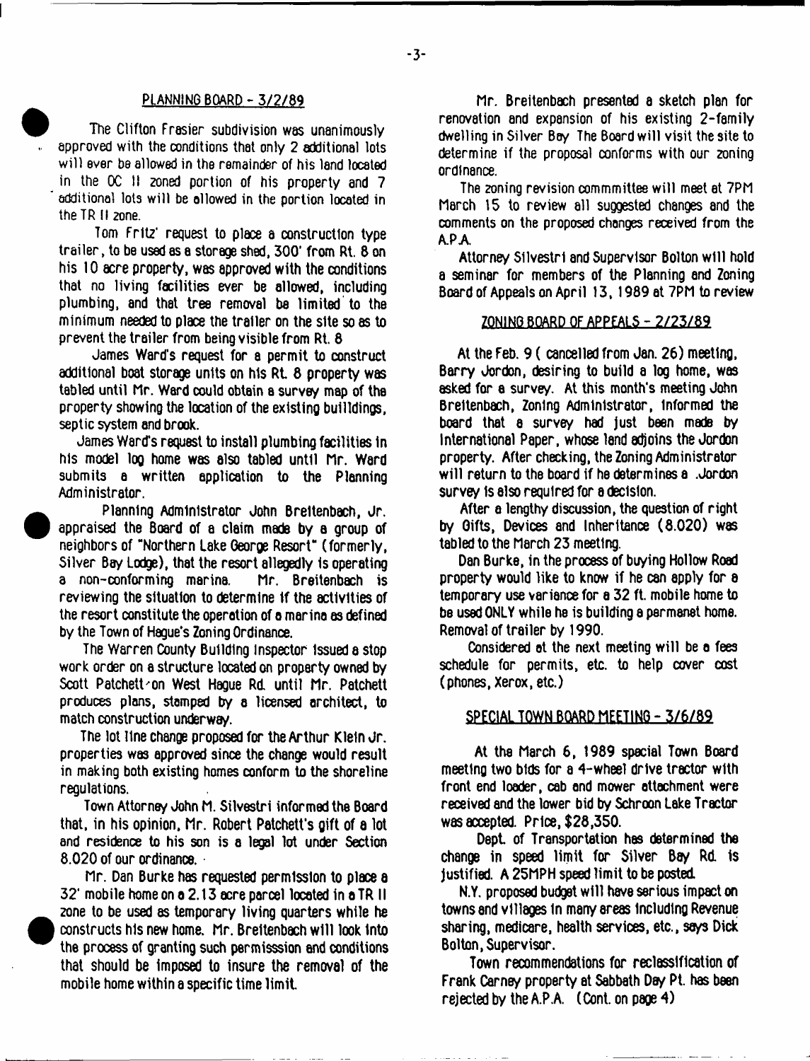## PLANNING BOARD - 3/2/89

The Clifton Frasier subdivision was unanimously approved with the conditions that only 2 additional lots will ever be allowed in the remainder of his land located in the OC II zoned portion of his property and 7 additional lots will be allowed in the portion located in the TR II zone.

Tom Fritz' request to place a construction type trailer, to be used as a storage shed, 300' from Rt. 8 on his 10 acre property, was approved with the conditions that no living facilities ever be allowed, including plumbing, and that tree removal be limited to the minimum needed to place the trailer on the site so as to prevent the trailer from being visible from Rt. 8

James Ward's request for a permit to construct additional boat storage units on his Rt. 8 property was tabled until Mr. Ward could obtain a survey map of the property showing the location of the existing builldings, septic system and brook.

James Ward's request to install plumbing facilities in his model log home was also tabled until Mr. Ward submits a written application to the Planning Administrator.

Planning Administrator John Breitenbach, Jr. appraised the Board of a claim made by a group of neighbors of "Northern Lake George Resort" (formerly, Silver Bay Lodge), that the resort allegedly is operating a non-conforming marina. Mr. Breitenbach is reviewing the situation to determine if the activities of the resort constitute the operation of a marina as defined by the Town of Hague's Zoning Ordinance.

The Warren County Building Inspector issued a stop work order on a structure located on property owned by Scott Patchett on West Hague Rd. until Mr. Patchett produces plans, stamped by a licensed architect, to match construction underway.

The lot line change proposed for the Arthur Klein Jr. properties was approved since the change would result in making both existing homes conform to the shoreline regulations.

Town Attorney John M. Silvestri informed the Board that, in his opinion, Mr. Robert Patchett's gift of a lot and residence to his son is a legal lot under Section 8.020 of our ordinance.

Mr. Dan Burke has requested permission to place a 32' mobile home on a 2.13 acre parcel located in a TR II zone to be used as temporary living quarters while he constructs his new home. Mr. Breitenbach will look into the process of granting such permisssion and conditions that should be imposed to insure the removal of the mobile home within a specific time limit.

Mr. Breitenbach presented a sketch plan for renovation and expansion of his existing 2-family dwelling in Silver Bay The Board will visit the site to determine if the proposal conforms with our zoning ordinance.

The zoning revision commmittee will meet at 7PM March 15 to review all suggested changes and the comments on the proposed changes received from the A.P.A.

Attorney Silvestri and Supervisor Bolton will hold a seminar for members of the Planning and Zoning Board of Appeals on April 13, 1989 at 7PM to review

## ZONING BOARD OF APPEALS - 2/23/89

At the Feb. 9 ( cancelled from Jan. 26) meeting, Barry Jordon, desiring to build a log home, was asked for a survey. At this month's meeting John Breitenbach, Zoning Administrator, informed the board that a survey had just been made by International Paper, whose land adjoins the Jordon property. After checking, the Zoning Administrator will return to the board if he determines a Jordon survey is also required for a decision.

After a lengthy discussion, the question of right by Gifts, Devices and Inheritance (8.020) was tabled to the March 23 meeting.

Dan Burke, in the process of buying Hollow Road property would like to know if he can apply for a temporary use variance for a 32 ft. mobile home to be used ONLY while he is building a permanet home. Removal of trailer by 1990.

Considered at the next meeting will be a fees schedule for permits, etc. to help cover cost (phones, Xerox, etc.)

## SPECIAL TOWN BOARD MEETING - 3/6/89

At the March 6, 1989 special Town Board meeting two bids for a 4-wheel drive tractor with front end loader, cab and mower attachment were received and the lower bid by Schroon Lake Tractor was accepted. Price, $28,350.

Dept. of Transportation has determined the change in speed limit for Silver Bay Rd. is justified. A 25MPH speed limit to be posted.

N.Y. proposed budget will have serious impact on towns and villages in many areas including Revenue sharing, medicare, health services, etc., says Dick Bolton, Supervisor.

Town recommendations for reclassification of Frank Carney property at Sabbath Day Pt. has been rejected by the A.P.A. (Cont. on page 4)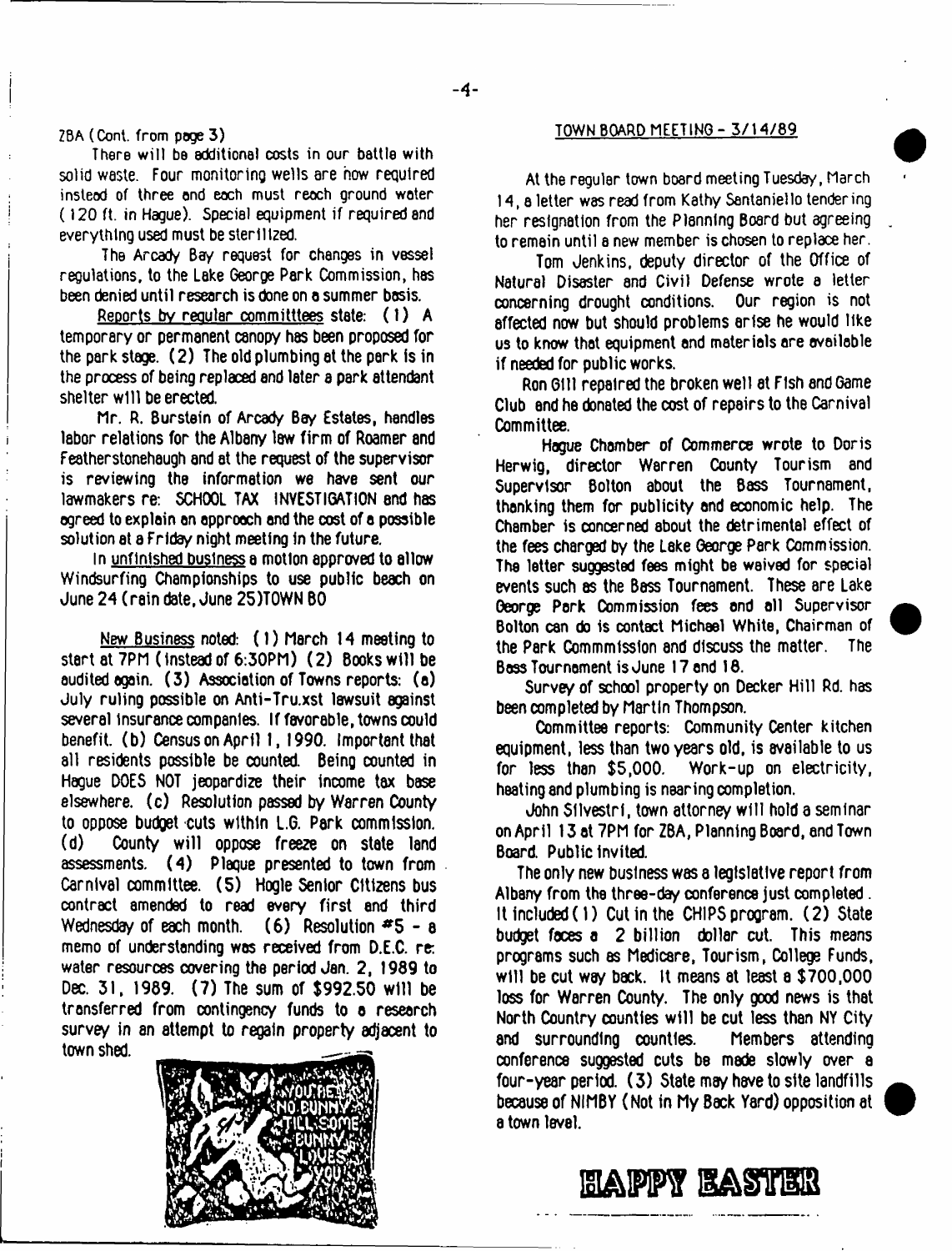ZBA (Cont. from page 3)

There will be additional costs in our battle with solid waste. Four monitoring wells are now required instead of three and each must reach ground water (120 ft. in Hague). Special equipment if required and everything used must be sterilized.

The Arcady Bay request for changes in vessel regulations, to the Lake George Park Commission, has been denied until research is done on a summer basis.

Reports by regular committtees state: (1) A temporary or permanent canopy has been proposed for the park stage. (2) The old plumbing at the park is in the process of being replaced and later a park attendant shelter will be erected.

Mr. R. Burstein of Arcady Bay Estates, handles labor relations for the Albany law firm of Roamer and Featherstonehaugh and at the request of the supervisor is reviewing the information we have sent our lawmakers re: SCHOOL TAX INVESTIGATION and has agreed to explain an approach and the cost of a possible solution at a Friday night meeting in the future.

In unfinished business a motion approved to allow Windsurfing Championships to use public beach on June 24 (rain date, June 25)TOWN BO

New Business noted: (1) March 14 meeting to start at 7PM (instead of 6:30PM) (2) Books will be audited again. (3) Association of Towns reports: (a) July ruling possible on Anti-Tru.xst lawsuit against several insurance companies. If favorable, towns could benefit. (b) Census on April 1, 1990. Important that all residents possible be counted. Being counted in Hague DOES NOT jeopardize their income tax base elsewhere. (c) Resolution passed by Warren County to oppose budget cuts within L.G. Park commission. (d) County will oppose freeze on state land assessments. (4) Plaque presented to town from Carnival committee. (5) Hogle Senior Citizens bus contract amended to read every first and third Wednesday of each month. (6) Resolution #5 - a memo of understanding was received from D.E.C. re: water resources covering the period Jan. 2, 1989 to Dec. 31, 1989. (7) The sum of $992.50 will be transferred from contingency funds to a research survey in an attempt to regain property adjacent to town shed.

## TOWN BOARD MEETING - 3/14/89

At the regular town board meeting Tuesday, March 14, a letter was read from Kathy Santaniello tendering her resignation from the Planning Board but agreeing to remain until a new member is chosen to replace her.

Tom Jenkins, deputy director of the Office of Natural Disaster and Civil Defense wrote a letter concerning drought conditions. Our region is not affected now but should problems arise he would like us to know that equipment and materials are available if needed for public works.

Ron Gill repaired the broken well at Fish and Game Club and he donated the cost of repairs to the Carnival Committee.

Hague Chamber of Commerce wrote to Doris Herwig, director Warren County Tourism and Supervisor Bolton about the Bass Tournament, thanking them for publicity and economic help. The Chamber is concerned about the detrimental effect of the fees charged by the Lake George Park Commission. The latter suggested fees might be waived for special events such as the Bass Tournament. These are Lake George Park Commission fees and all Supervisor Bolton can do is contact Michael White, Chairman of the Park Commmission and discuss the matter. The Bass Tournament is June 17 and 18.

Survey of school property on Decker Hill Rd. has been completed by Martin Thompson.

Committee reports: Community Center kitchen equipment, less than two years old, is available to us for less than $5,000. Work-up on electricity, heating and plumbing is nearing completion.

John Silvestri, town attorney will hold a seminar on April 13 at 7PM for ZBA, Planning Board, and Town Board. Public invited.

The only new business was a legislative report from Albany from the three-day conference just completed. It included (1) Cut in the CHIPS program. (2) State budget faces a 2 billion dollar cut. This means programs such as Medicare, Tourism, College Funds, will be cut way back. It means at least a $700,000 loss for Warren County. The only good news is that North Country counties will be cut less than NY City and surrounding counties. Members attending conference suggested cuts be made slowly over a four-year period. (3) State may have to site landfills because of NIMBY (Not in My Back Yard) opposition at a town level.

**HAPPY EASTER**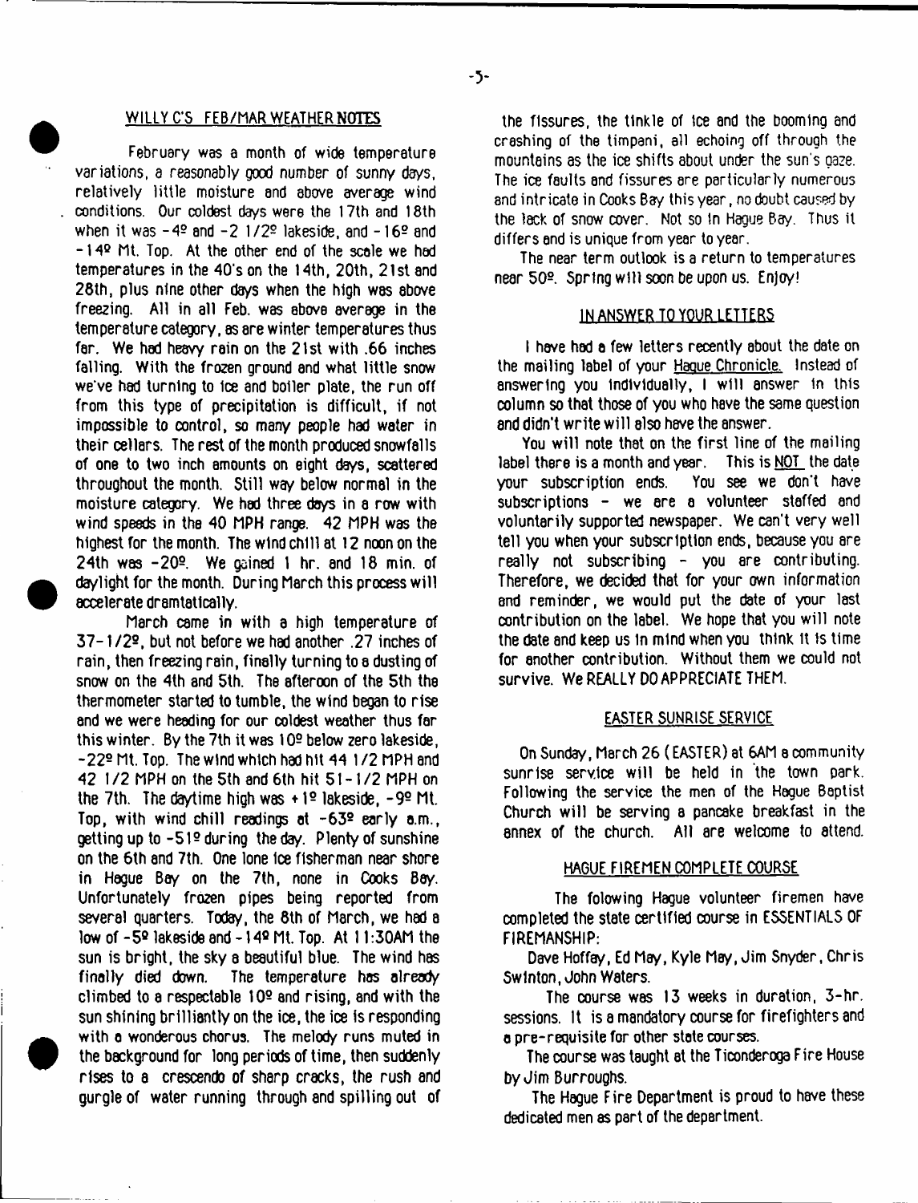## WILLY C'S FEB/MAR WEATHER NOTES

February was a month of wide temperature variations, a reasonably good number of sunny days, relatively little moisture and above average wind conditions. Our coldest days were the 17th and 18th when it was -4º and -2 1/2º lakeside, and -16º and -14º Mt. Top. At the other end of the scale we had temperatures in the 40's on the 14th, 20th, 21st and 28th, plus nine other days when the high was above freezing. All in all Feb. was above average in the temperature category, as are winter temperatures thus far. We had heavy rain on the 21st with .66 inches falling. With the frozen ground and what little snow we've had turning to ice and boiler plate, the run off from this type of precipitation is difficult, if not impossible to control, so many people had water in their cellars. The rest of the month produced snowfalls of one to two inch amounts on eight days, scattered throughout the month. Still way below normal in the moisture category. We had three days in a row with wind speeds in the 40 MPH range. 42 MPH was the highest for the month. The wind chill at 12 noon on the 24th was -20º. We gained 1 hr. and 18 min. of daylight for the month. During March this process will accelerate dramatically.

March came in with a high temperature of 37-1/2º, but not before we had another .27 inches of rain, then freezing rain, finally turning to a dusting of snow on the 4th and 5th. The afternoon of the 5th the thermometer started to tumble, the wind began to rise and we were heading for our coldest weather thus far this winter. By the 7th it was 10º below zero lakeside, -22º Mt. Top. The wind which had hit 44 1/2 MPH and 42 1/2 MPH on the 5th and 6th hit 51-1/2 MPH on the 7th. The daytime high was +1º lakeside, -9º Mt. Top, with wind chill readings at -63º early a.m., getting up to -51º during the day. Plenty of sunshine on the 6th and 7th. One lone ice fisherman near shore in Hague Bay on the 7th, none in Cooks Bay. Unfortunately frozen pipes being reported from several quarters. Today, the 8th of March, we had a low of -5º lakeside and -14º Mt. Top. At 11:30AM the sun is bright, the sky a beautiful blue. The wind has finally died down. The temperature has already climbed to a respectable 10º and rising, and with the sun shining brilliantly on the ice, the ice is responding with a wonderous chorus. The melody runs muted in the background for long periods of time, then suddenly rises to a crescendo of sharp cracks, the rush and gurgle of water running through and spilling out of the fissures, the tinkle of ice and the booming and crashing of the timpani, all echoing off through the mountains as the ice shifts about under the sun's gaze. The ice faults and fissures are particularly numerous and intricate in Cooks Bay this year, no doubt caused by the lack of snow cover. Not so in Hague Bay. Thus it differs and is unique from year to year.

The near term outlook is a return to temperatures near 50º. Spring will soon be upon us. Enjoy!

## IN ANSWER TO YOUR LETTERS

I have had a few letters recently about the date on the mailing label of your Hague Chronicle. Instead of answering you individually, I will answer in this column so that those of you who have the same question and didn't write will also have the answer.

You will note that on the first line of the mailing label there is a month and year. This is NOT the date your subscription ends. You see we don't have subscriptions - we are a volunteer staffed and voluntarily supported newspaper. We can't very well tell you when your subscription ends, because you are really not subscribing - you are contributing. Therefore, we decided that for your own information and reminder, we would put the date of your last contribution on the label. We hope that you will note the date and keep us in mind when you think it is time for another contribution. Without them we could not survive. We REALLY DO APPRECIATE THEM.

## EASTER SUNRISE SERVICE

On Sunday, March 26 (EASTER) at 6AM a community sunrise service will be held in the town park. Following the service the men of the Hague Baptist Church will be serving a pancake breakfast in the annex of the church. All are welcome to attend.

## HAGUE FIREMEN COMPLETE COURSE

The folowing Hague volunteer firemen have completed the state certified course in ESSENTIALS OF FIREMANSHIP:

Dave Hoffay, Ed May, Kyle May, Jim Snyder, Chris Swinton, John Waters.

The course was 13 weeks in duration, 3-hr. sessions. It is a mandatory course for firefighters and a pre-requisite for other state courses.

The course was taught at the Ticonderoga Fire House by Jim Burroughs.

The Hague Fire Department is proud to have these dedicated men as part of the department.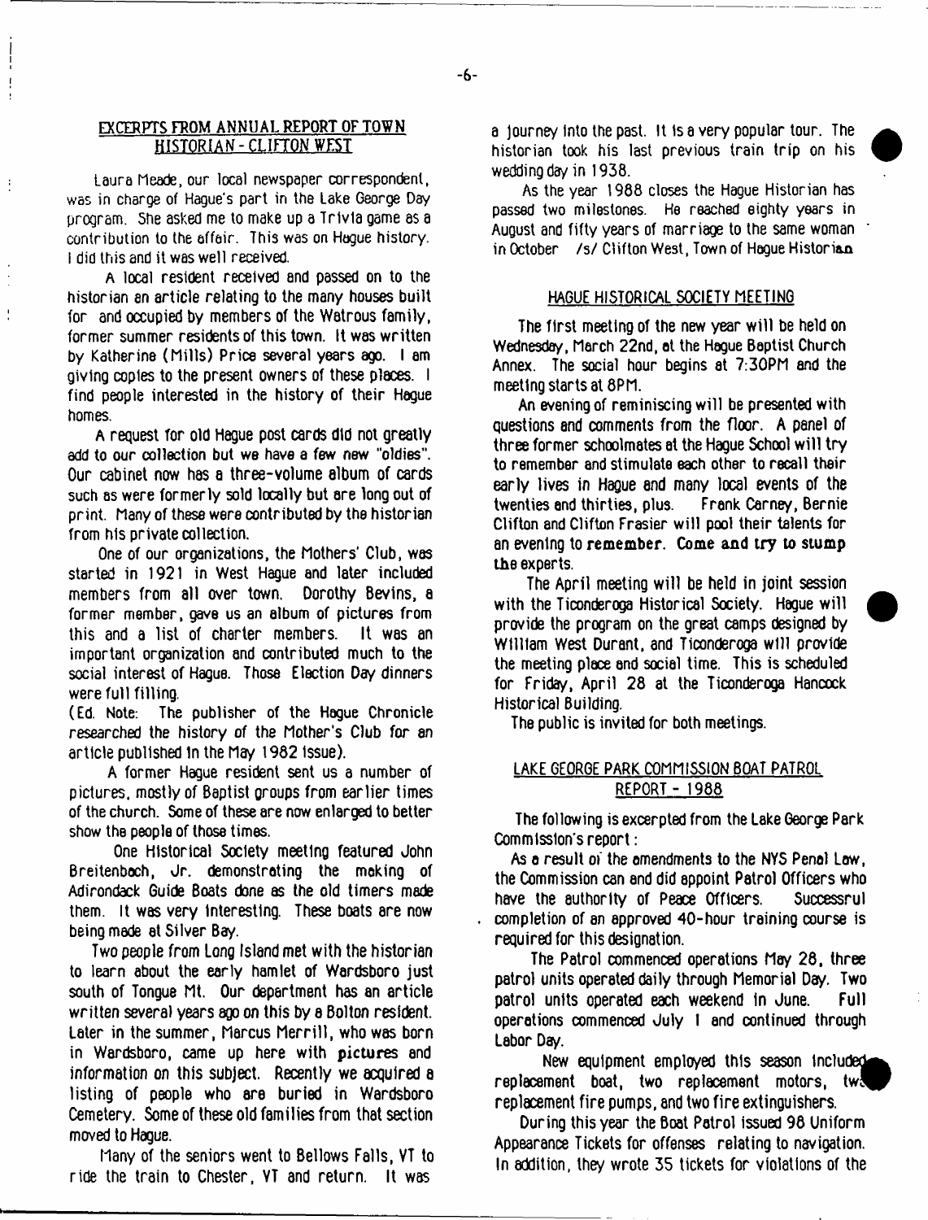## EXCERPTS FROM ANNUAL REPORT OF TOWN HISTORIAN - CLIFTON WEST

Laura Meade, our local newspaper correspondent, was in charge of Hague's part in the Lake George Day program. She asked me to make up a Trivia game as a contribution to the affair. This was on Hague history. I did this and it was well received.

A local resident received and passed on to the historian an article relating to the many houses built for and occupied by members of the Watrous family, former summer residents of this town. It was written by Katherine (Mills) Price several years ago. I am giving copies to the present owners of these places. I find people interested in the history of their Hague homes.

A request for old Hague post cards did not greatly add to our collection but we have a few new "oldies". Our cabinet now has a three-volume album of cards such as were formerly sold locally but are long out of print. Many of these were contributed by the historian from his private collection.

One of our organizations, the Mothers' Club, was started in 1921 in West Hague and later included members from all over town. Dorothy Bevins, a former member, gave us an album of pictures from this and a list of charter members. It was an important organization and contributed much to the social interest of Hague. Those Election Day dinners were full filling.

(Ed. Note: The publisher of the Hague Chronicle researched the history of the Mother's Club for an article published in the May 1982 issue).

A former Hague resident sent us a number of pictures, mostly of Baptist groups from earlier times of the church. Some of these are now enlarged to better show the people of those times.

One Historical Society meeting featured John Breitenbach, Jr. demonstrating the making of Adirondack Guide Boats done as the old timers made them. It was very interesting. These boats are now being made at Silver Bay.

Two people from Long Island met with the historian to learn about the early hamlet of Wardsboro just south of Tongue Mt. Our department has an article written several years ago on this by a Bolton resident. Later in the summer, Marcus Merrill, who was born in Wardsboro, came up here with pictures and information on this subject. Recently we acquired a listing of people who are buried in Wardsboro Cemetery. Some of these old families from that section moved to Hague.

Many of the seniors went to Bellows Falls, VT to ride the train to Chester, VT and return. It was a journey into the past. It is a very popular tour. The historian took his last previous train trip on his wedding day in 1938.

As the year 1988 closes the Hague Historian has passed two milestones. He reached eighty years in August and fifty years of marriage to the same woman in October /s/ Clifton West, Town of Hague Historian

## HAGUE HISTORICAL SOCIETY MEETING

The first meeting of the new year will be held on Wednesday, March 22nd, at the Hague Baptist Church Annex. The social hour begins at 7:30PM and the meeting starts at 8PM.

An evening of reminiscing will be presented with questions and comments from the floor. A panel of three former schoolmates at the Hague School will try to remember and stimulate each other to recall their early lives in Hague and many local events of the twenties and thirties, plus. Frank Carney, Bernie Clifton and Clifton Frasier will pool their talents for an evening to **remember. Come and try to stump the** experts.

The April meeting will be held in joint session with the Ticonderoga Historical Society. Hague will provide the program on the great camps designed by William West Durant, and Ticonderoga will provide the meeting place and social time. This is scheduled for Friday, April 28 at the Ticonderoga Hancock Historical Building.

The public is invited for both meetings.

## LAKE GEORGE PARK COMMISSION BOAT PATROL REPORT - 1988

The following is excerpted from the Lake George Park Commission's report:

As a result of the amendments to the NYS Penal Law, the Commission can and did appoint Patrol Officers who have the authority of Peace Officers. Successful completion of an approved 40-hour training course is required for this designation.

The Patrol commenced operations May 28, three patrol units operated daily through Memorial Day. Two patrol units operated each weekend in June. Full operations commenced July 1 and continued through Labor Day.

New equipment employed this season included a replacement boat, two replacement motors, two replacement fire pumps, and two fire extinguishers.

During this year the Boat Patrol issued 98 Uniform Appearance Tickets for offenses relating to navigation. In addition, they wrote 35 tickets for violations of the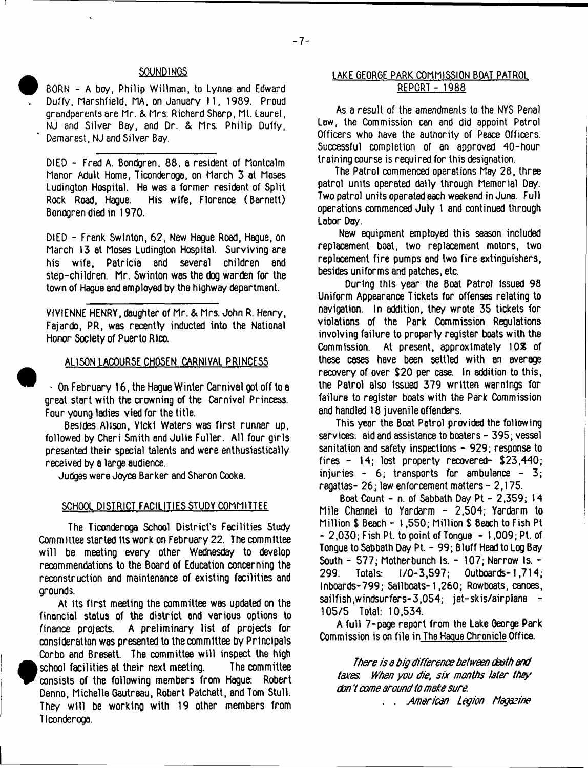## SOUNDINGS

BORN - A boy, Philip Willman, to Lynne and Edward Duffy, Marshfield, MA, on January 11, 1989. Proud grandparents are Mr. & Mrs. Richard Sharp, Mt. Laurel, NJ and Silver Bay, and Dr. & Mrs. Philip Duffy, Demarest, NJ and Silver Bay.

DIED - Fred A. Bondgren, 88, a resident of Montcalm Manor Adult Home, Ticonderoga, on March 3 at Moses Ludington Hospital. He was a former resident of Split Rock Road, Hague. His wife, Florence (Barnett) Bondgren died in 1970.

DIED - Frank Swinton, 62, New Hague Road, Hague, on March 13 at Moses Ludington Hospital. Surviving are his wife, Patricia and several children and step-children. Mr. Swinton was the dog warden for the town of Hague and employed by the highway department.

VIVIENNE HENRY, daughter of Mr. & Mrs. John R. Henry, Fajardo, PR, was recently inducted into the National Honor Society of Puerto Rico.

## ALISON LACOURSE CHOSEN CARNIVAL PRINCESS

On February 16, the Hague Winter Carnival got off to a great start with the crowning of the Carnival Princess. Four young ladies vied for the title.

Besides Alison, Vicki Waters was first runner up, followed by Cheri Smith and Julie Fuller. All four girls presented their special talents and were enthusiastically received by a large audience.

Judges were Joyce Barker and Sharon Cooke.

## SCHOOL DISTRICT FACILITIES STUDY COMMITTEE

The Ticonderoga School District's Facilities Study Committee started its work on February 22. The committee will be meeting every other Wednesday to develop recommendations to the Board of Education concerning the reconstruction and maintenance of existing facilities and grounds.

At its first meeting the committee was updated on the financial status of the district and various options to finance projects. A preliminary list of projects for consideration was presented to the committee by Principals Corbo and Bresett. The committee will inspect the high school facilities at their next meeting. The committee consists of the following members from Hague: Robert Denno, Michelle Gautreau, Robert Patchett, and Tom Stull. They will be working with 19 other members from Ticonderoga.

## LAKE GEORGE PARK COMMISSION BOAT PATROL REPORT - 1988

As a result of the amendments to the NYS Penal Law, the Commission can and did appoint Patrol Officers who have the authority of Peace Officers. Successful completion of an approved 40-hour training course is required for this designation.

The Patrol commenced operations May 28, three patrol units operated daily through Memorial Day. Two patrol units operated each weekend in June. Full operations commenced July 1 and continued through Labor Day.

New equipment employed this season included replacement boat, two replacement motors, two replacement fire pumps and two fire extinguishers, besides uniforms and patches, etc.

During this year the Boat Patrol issued 98 Uniform Appearance Tickets for offenses relating to navigation. In addition, they wrote 35 tickets for violations of the Park Commission Regulations involving failure to properly register boats with the Commission. At present, approximately 10% of these cases have been settled with an average recovery of over $20 per case. In addition to this, the Patrol also issued 379 written warnings for failure to register boats with the Park Commission and handled 18 juvenile offenders.

This year the Boat Patrol provided the following services: aid and assistance to boaters - 395; vessel sanitation and safety inspections - 929; response to fires - 14; lost property recovered- $23,440; injuries - 6; transports for ambulance - 3; regattas- 26; law enforcement matters - 2,175.

Boat Count - n. of Sabbath Day Pt - 2,359; 14 Mile Channel to Yardarm - 2,504; Yardarm to Million $ Beach - 1,550; Million $ Beach to Fish Pt - 2,030; Fish Pt. to point of Tongue - 1,009; Pt. of Tongue to Sabbath Day Pt. - 99; Bluff Head to Log Bay South - 577; Motherbunch Is. - 107; Narrow Is. - 299. Totals: I/O-3,597; Outboards-1,714; Inboards-799; Sailboats-1,260; Rowboats, canoes, sailfish,windsurfers-3,054; jet-skis/airplane - 105/5 Total: 10,534.

A full 7-page report from the Lake George Park Commission is on file in The Hague Chronicle Office.

*There is a big difference between death and taxes. When you die, six months later they don't come around to make sure.*

*. . .American Legion Magazine*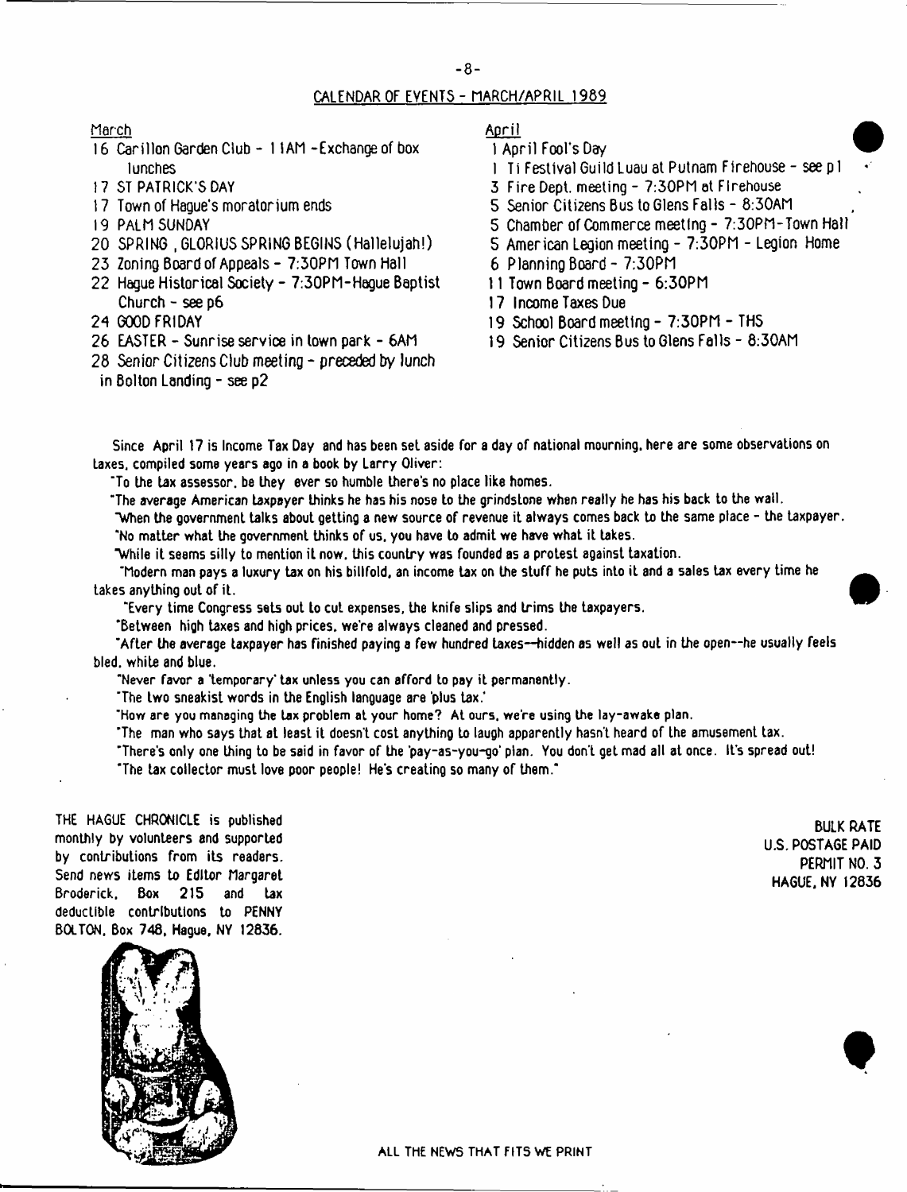## CALENDAR OF EVENTS - MARCH/APRIL 1989

**March**

- 16 Carillon Garden Club - 11AM - Exchange of box lunches
- 17 ST PATRICK'S DAY
- 17 Town of Hague's moratorium ends
- 19 PALM SUNDAY
- 20 SPRING , GLORIUS SPRING BEGINS (Hallelujah!)
- 23 Zoning Board of Appeals - 7:30PM Town Hall
- 22 Hague Historical Society - 7:30PM-Hague Baptist Church - see p6
- 24 GOOD FRIDAY
- 26 EASTER - Sunrise service in town park - 6AM
- 28 Senior Citizens Club meeting - preceded by lunch in Bolton Landing - see p2

**April**

- 1 April Fool's Day
- 1 Ti Festival Guild Luau at Putnam Firehouse - see p1
- 3 Fire Dept. meeting - 7:30PM at Firehouse
- 5 Senior Citizens Bus to Glens Falls - 8:30AM
- 5 Chamber of Commerce meeting - 7:30PM-Town Hall
- 5 American Legion meeting - 7:30PM - Legion Home
- 6 Planning Board - 7:30PM
- 11 Town Board meeting - 6:30PM
- 17 Income Taxes Due
- 19 School Board meeting - 7:30PM - THS
- 19 Senior Citizens Bus to Glens Falls - 8:30AM

Since April 17 is Income Tax Day and has been set aside for a day of national mourning, here are some observations on taxes, compiled some years ago in a book by Larry Oliver:

"To the tax assessor, be they ever so humble there's no place like homes.

"The average American taxpayer thinks he has his nose to the grindstone when really he has his back to the wall.

"When the government talks about getting a new source of revenue it always comes back to the same place - the taxpayer.

"No matter what the government thinks of us, you have to admit we have what it takes.

"While it seems silly to mention it now, this country was founded as a protest against taxation.

"Modern man pays a luxury tax on his billfold, an income tax on the stuff he puts into it and a sales tax every time he takes anything out of it.

"Every time Congress sets out to cut expenses, the knife slips and trims the taxpayers.

"Between high taxes and high prices, we're always cleaned and pressed.

"After the average taxpayer has finished paying a few hundred taxes--hidden as well as out in the open--he usually feels bled, white and blue.

"Never favor a 'temporary' tax unless you can afford to pay it permanently.

"The two sneakist words in the English language are 'plus tax.'

"How are you managing the tax problem at your home? At ours, we're using the lay-awake plan.

"The man who says that at least it doesn't cost anything to laugh apparently hasn't heard of the amusement tax.

"There's only one thing to be said in favor of the 'pay-as-you-go' plan. You don't get mad all at once. It's spread out!

"The tax collector must love poor people! He's creating so many of them."

THE HAGUE CHRONICLE is published monthly by volunteers and supported by contributions from its readers. Send news items to Editor Margaret Broderick, Box 215 and tax deductible contributions to PENNY BOLTON, Box 748, Hague, NY 12836.

BULK RATE
U.S. POSTAGE PAID
PERMIT NO. 3
HAGUE, NY 12836

ALL THE NEWS THAT FITS WE PRINT